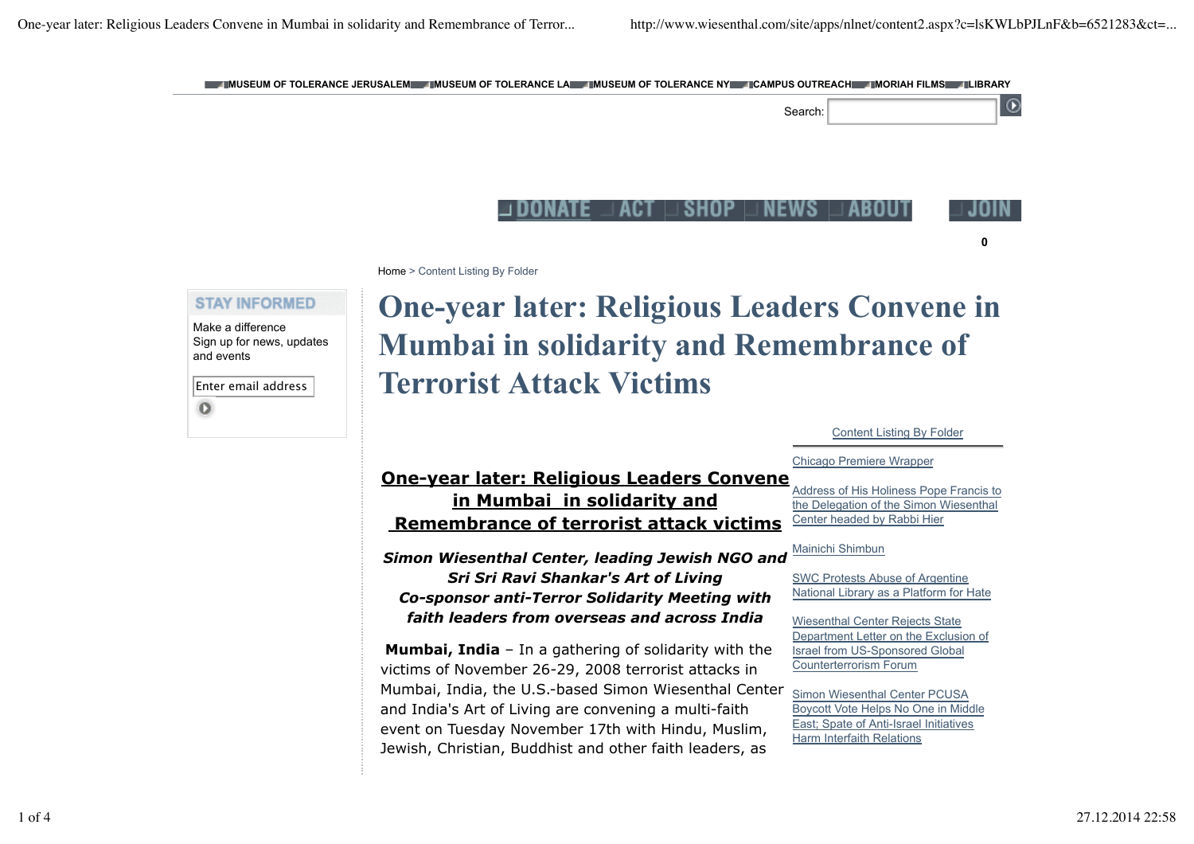MUSEUM OF TOLERANCE JERUSALEM | MUSEUM OF TOLERANCE LA | MUSEUM OF TOLERANCE NY | CAMPUS OUTREACH | MORIAH FILMS | LIBRARY

Search:

DONATE | ACT | SHOP | NEWS | ABOUT | JOIN

0

Home > Content Listing By Folder

**STAY INFORMED**

Make a difference
Sign up for news, updates and events

Enter email address

# One-year later: Religious Leaders Convene in Mumbai in solidarity and Remembrance of Terrorist Attack Victims

Content Listing By Folder

Chicago Premiere Wrapper

Address of His Holiness Pope Francis to the Delegation of the Simon Wiesenthal Center headed by Rabbi Hier

Mainichi Shimbun

SWC Protests Abuse of Argentine National Library as a Platform for Hate

Wiesenthal Center Rejects State Department Letter on the Exclusion of Israel from US-Sponsored Global Counterterrorism Forum

Simon Wiesenthal Center PCUSA Boycott Vote Helps No One in Middle East; Spate of Anti-Israel Initiatives Harm Interfaith Relations

## One-year later: Religious Leaders Convene in Mumbai in solidarity and Remembrance of terrorist attack victims

***Simon Wiesenthal Center, leading Jewish NGO and Sri Sri Ravi Shankar's Art of Living Co-sponsor anti-Terror Solidarity Meeting with faith leaders from overseas and across India***

**Mumbai, India** – In a gathering of solidarity with the victims of November 26-29, 2008 terrorist attacks in Mumbai, India, the U.S.-based Simon Wiesenthal Center and India's Art of Living are convening a multi-faith event on Tuesday November 17th with Hindu, Muslim, Jewish, Christian, Buddhist and other faith leaders, as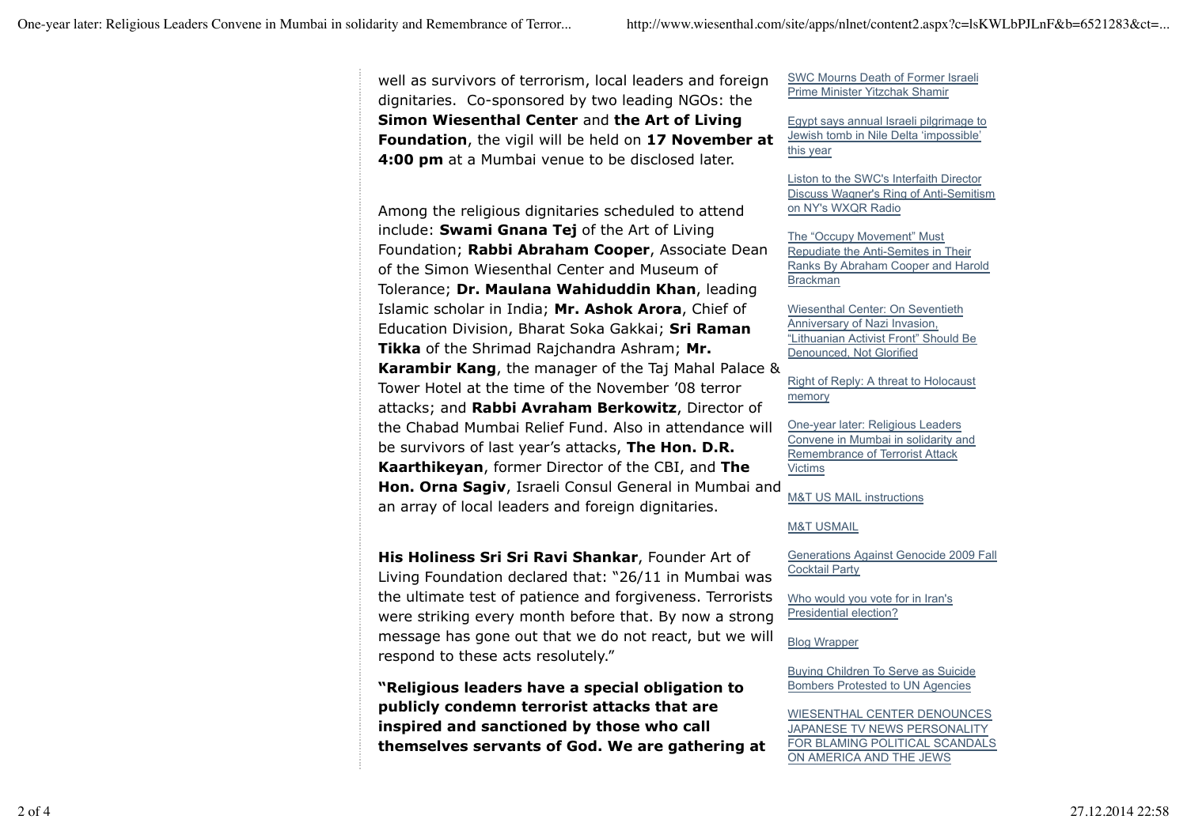well as survivors of terrorism, local leaders and foreign dignitaries. Co-sponsored by two leading NGOs: the **Simon Wiesenthal Center** and **the Art of Living Foundation**, the vigil will be held on **17 November at 4:00 pm** at a Mumbai venue to be disclosed later.

Among the religious dignitaries scheduled to attend include: **Swami Gnana Tej** of the Art of Living Foundation; **Rabbi Abraham Cooper**, Associate Dean of the Simon Wiesenthal Center and Museum of Tolerance; **Dr. Maulana Wahiduddin Khan**, leading Islamic scholar in India; **Mr. Ashok Arora**, Chief of Education Division, Bharat Soka Gakkai; **Sri Raman Tikka** of the Shrimad Rajchandra Ashram; **Mr. Karambir Kang**, the manager of the Taj Mahal Palace & Tower Hotel at the time of the November '08 terror attacks; and **Rabbi Avraham Berkowitz**, Director of the Chabad Mumbai Relief Fund. Also in attendance will be survivors of last year's attacks, **The Hon. D.R. Kaarthikeyan**, former Director of the CBI, and **The Hon. Orna Sagiv**, Israeli Consul General in Mumbai and an array of local leaders and foreign dignitaries.

**His Holiness Sri Sri Ravi Shankar**, Founder Art of Living Foundation declared that: "26/11 in Mumbai was the ultimate test of patience and forgiveness. Terrorists were striking every month before that. By now a strong message has gone out that we do not react, but we will respond to these acts resolutely."

**"Religious leaders have a special obligation to publicly condemn terrorist attacks that are inspired and sanctioned by those who call themselves servants of God. We are gathering at**

- SWC Mourns Death of Former Israeli Prime Minister Yitzchak Shamir
- Egypt says annual Israeli pilgrimage to Jewish tomb in Nile Delta 'impossible' this year
- Liston to the SWC's Interfaith Director Discuss Wagner's Ring of Anti-Semitism on NY's WXQR Radio
- The "Occupy Movement" Must Repudiate the Anti-Semites in Their Ranks By Abraham Cooper and Harold Brackman
- Wiesenthal Center: On Seventieth Anniversary of Nazi Invasion, "Lithuanian Activist Front" Should Be Denounced, Not Glorified
- Right of Reply: A threat to Holocaust memory
- One-year later: Religious Leaders Convene in Mumbai in solidarity and Remembrance of Terrorist Attack Victims
- M&T US MAIL instructions
- M&T USMAIL
- Generations Against Genocide 2009 Fall Cocktail Party
- Who would you vote for in Iran's Presidential election?
- Blog Wrapper
- Buying Children To Serve as Suicide Bombers Protested to UN Agencies
- WIESENTHAL CENTER DENOUNCES JAPANESE TV NEWS PERSONALITY FOR BLAMING POLITICAL SCANDALS ON AMERICA AND THE JEWS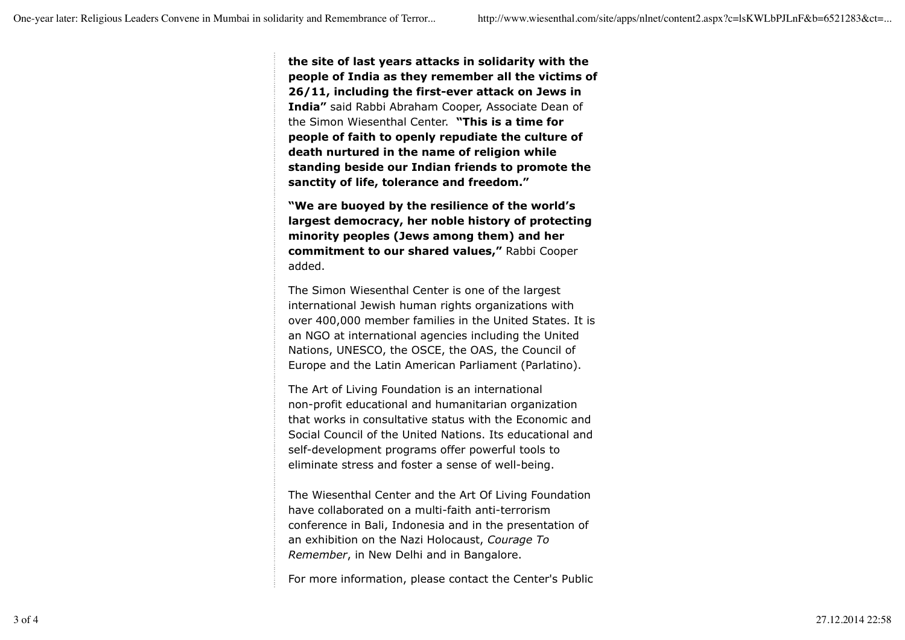**the site of last years attacks in solidarity with the people of India as they remember all the victims of 26/11, including the first-ever attack on Jews in India"** said Rabbi Abraham Cooper, Associate Dean of the Simon Wiesenthal Center. **"This is a time for people of faith to openly repudiate the culture of death nurtured in the name of religion while standing beside our Indian friends to promote the sanctity of life, tolerance and freedom."**

**"We are buoyed by the resilience of the world's largest democracy, her noble history of protecting minority peoples (Jews among them) and her commitment to our shared values,"** Rabbi Cooper added.

The Simon Wiesenthal Center is one of the largest international Jewish human rights organizations with over 400,000 member families in the United States. It is an NGO at international agencies including the United Nations, UNESCO, the OSCE, the OAS, the Council of Europe and the Latin American Parliament (Parlatino).

The Art of Living Foundation is an international non-profit educational and humanitarian organization that works in consultative status with the Economic and Social Council of the United Nations. Its educational and self-development programs offer powerful tools to eliminate stress and foster a sense of well-being.

The Wiesenthal Center and the Art Of Living Foundation have collaborated on a multi-faith anti-terrorism conference in Bali, Indonesia and in the presentation of an exhibition on the Nazi Holocaust, *Courage To Remember*, in New Delhi and in Bangalore.

For more information, please contact the Center's Public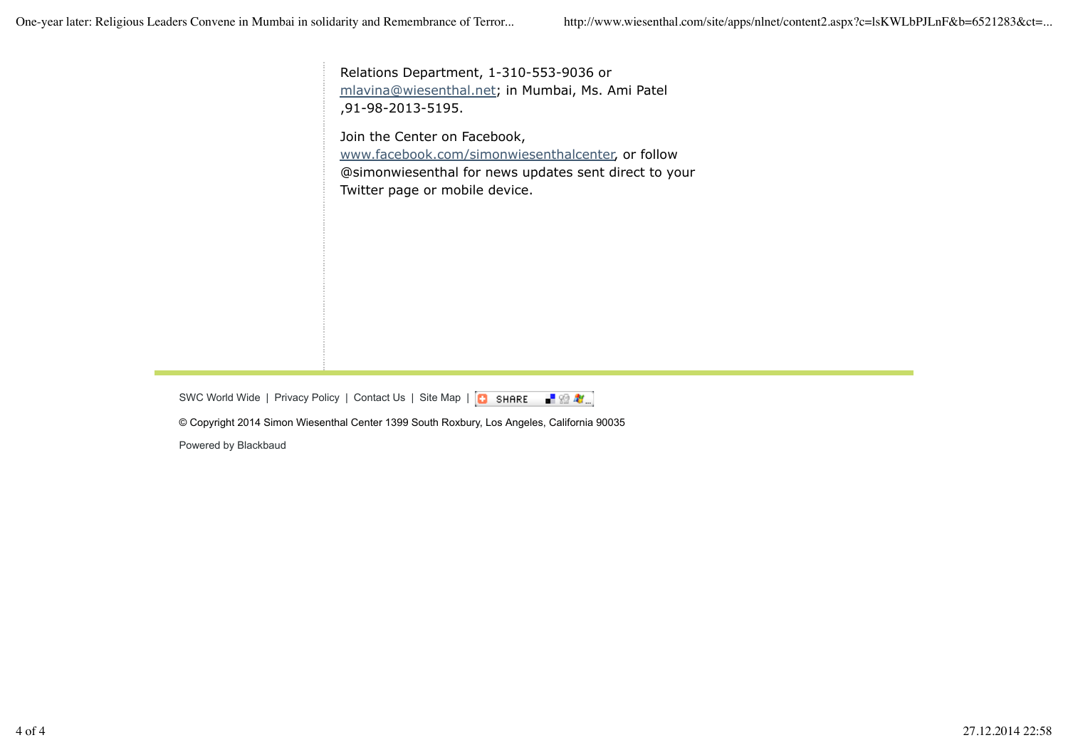Relations Department, 1-310-553-9036 or mlavina@wiesenthal.net; in Mumbai, Ms. Ami Patel ,91-98-2013-5195.

Join the Center on Facebook, www.facebook.com/simonwiesenthalcenter, or follow @simonwiesenthal for news updates sent direct to your Twitter page or mobile device.

SWC World Wide | Privacy Policy | Contact Us | Site Map | SHARE

© Copyright 2014 Simon Wiesenthal Center 1399 South Roxbury, Los Angeles, California 90035

Powered by Blackbaud